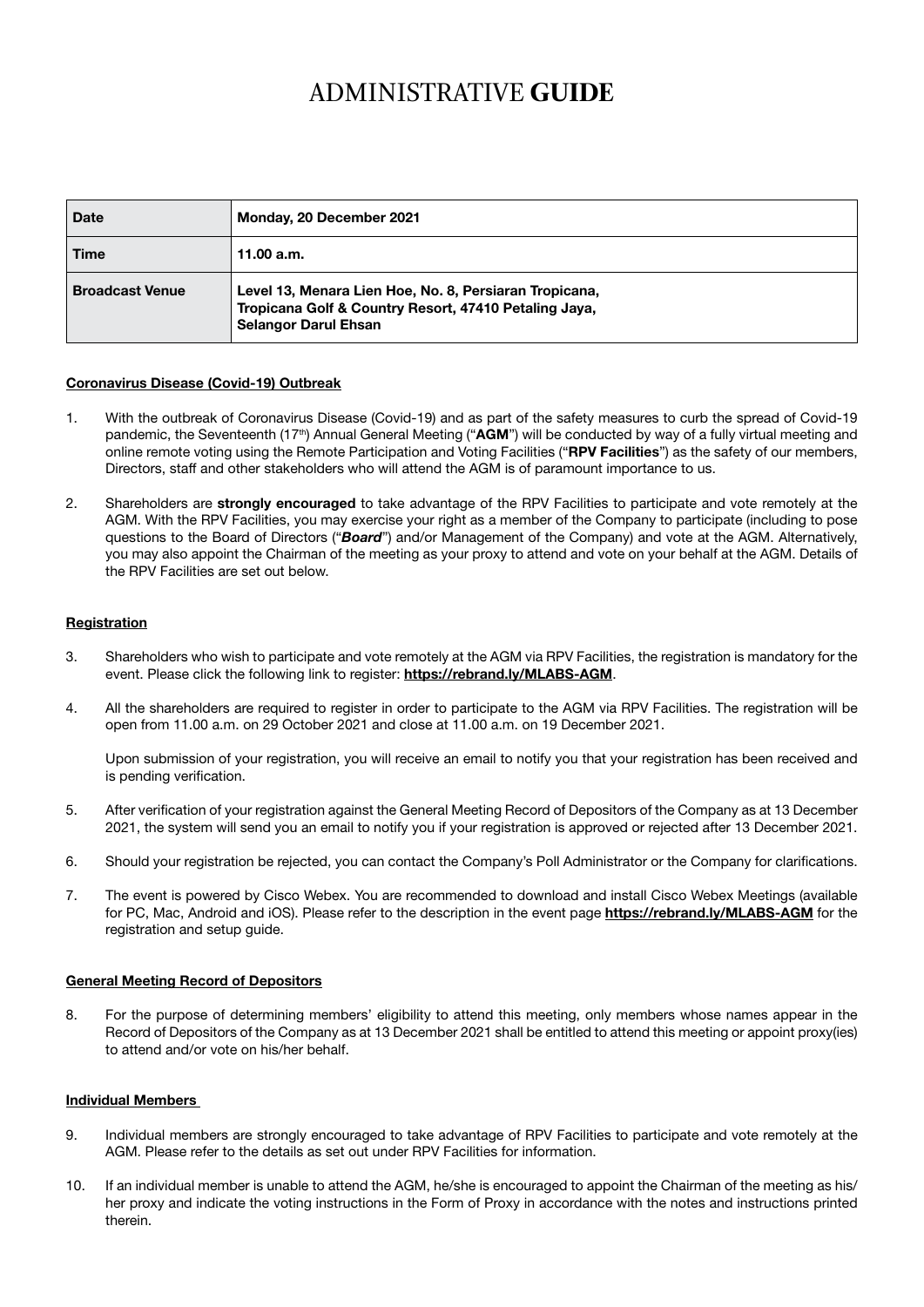# ADMINISTRATIVE **GUIDE**

| Date | Monday, 20 December 2021 |
|---|---|
| **Time** | **11.00 a.m.** |
| **Broadcast Venue** | **Level 13, Menara Lien Hoe, No. 8, Persiaran Tropicana, Tropicana Golf & Country Resort, 47410 Petaling Jaya, Selangor Darul Ehsan** |

**Coronavirus Disease (Covid-19) Outbreak**

1. With the outbreak of Coronavirus Disease (Covid-19) and as part of the safety measures to curb the spread of Covid-19 pandemic, the Seventeenth (17th) Annual General Meeting ("**AGM**") will be conducted by way of a fully virtual meeting and online remote voting using the Remote Participation and Voting Facilities ("**RPV Facilities**") as the safety of our members, Directors, staff and other stakeholders who will attend the AGM is of paramount importance to us.

2. Shareholders are **strongly encouraged** to take advantage of the RPV Facilities to participate and vote remotely at the AGM. With the RPV Facilities, you may exercise your right as a member of the Company to participate (including to pose questions to the Board of Directors ("***Board***") and/or Management of the Company) and vote at the AGM. Alternatively, you may also appoint the Chairman of the meeting as your proxy to attend and vote on your behalf at the AGM. Details of the RPV Facilities are set out below.

**Registration**

3. Shareholders who wish to participate and vote remotely at the AGM via RPV Facilities, the registration is mandatory for the event. Please click the following link to register: **https://rebrand.ly/MLABS-AGM**.

4. All the shareholders are required to register in order to participate to the AGM via RPV Facilities. The registration will be open from 11.00 a.m. on 29 October 2021 and close at 11.00 a.m. on 19 December 2021.

   Upon submission of your registration, you will receive an email to notify you that your registration has been received and is pending verification.

5. After verification of your registration against the General Meeting Record of Depositors of the Company as at 13 December 2021, the system will send you an email to notify you if your registration is approved or rejected after 13 December 2021.

6. Should your registration be rejected, you can contact the Company's Poll Administrator or the Company for clarifications.

7. The event is powered by Cisco Webex. You are recommended to download and install Cisco Webex Meetings (available for PC, Mac, Android and iOS). Please refer to the description in the event page **https://rebrand.ly/MLABS-AGM** for the registration and setup guide.

**General Meeting Record of Depositors**

8. For the purpose of determining members' eligibility to attend this meeting, only members whose names appear in the Record of Depositors of the Company as at 13 December 2021 shall be entitled to attend this meeting or appoint proxy(ies) to attend and/or vote on his/her behalf.

**Individual Members**

9. Individual members are strongly encouraged to take advantage of RPV Facilities to participate and vote remotely at the AGM. Please refer to the details as set out under RPV Facilities for information.

10. If an individual member is unable to attend the AGM, he/she is encouraged to appoint the Chairman of the meeting as his/her proxy and indicate the voting instructions in the Form of Proxy in accordance with the notes and instructions printed therein.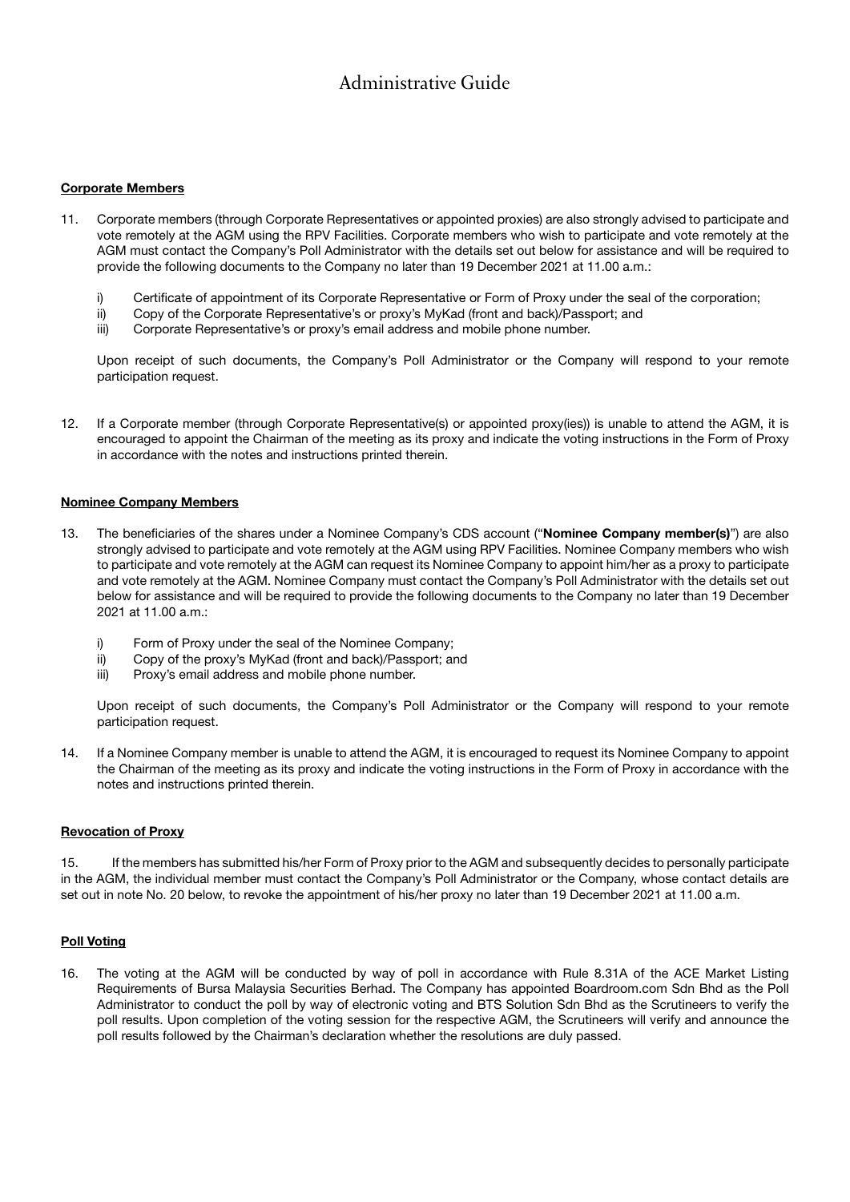# Administrative Guide

**Corporate Members**

11. Corporate members (through Corporate Representatives or appointed proxies) are also strongly advised to participate and vote remotely at the AGM using the RPV Facilities. Corporate members who wish to participate and vote remotely at the AGM must contact the Company's Poll Administrator with the details set out below for assistance and will be required to provide the following documents to the Company no later than 19 December 2021 at 11.00 a.m.:

    i) Certificate of appointment of its Corporate Representative or Form of Proxy under the seal of the corporation;
    ii) Copy of the Corporate Representative's or proxy's MyKad (front and back)/Passport; and
    iii) Corporate Representative's or proxy's email address and mobile phone number.

    Upon receipt of such documents, the Company's Poll Administrator or the Company will respond to your remote participation request.

12. If a Corporate member (through Corporate Representative(s) or appointed proxy(ies)) is unable to attend the AGM, it is encouraged to appoint the Chairman of the meeting as its proxy and indicate the voting instructions in the Form of Proxy in accordance with the notes and instructions printed therein.

**Nominee Company Members**

13. The beneficiaries of the shares under a Nominee Company's CDS account ("**Nominee Company member(s)**") are also strongly advised to participate and vote remotely at the AGM using RPV Facilities. Nominee Company members who wish to participate and vote remotely at the AGM can request its Nominee Company to appoint him/her as a proxy to participate and vote remotely at the AGM. Nominee Company must contact the Company's Poll Administrator with the details set out below for assistance and will be required to provide the following documents to the Company no later than 19 December 2021 at 11.00 a.m.:

    i) Form of Proxy under the seal of the Nominee Company;
    ii) Copy of the proxy's MyKad (front and back)/Passport; and
    iii) Proxy's email address and mobile phone number.

    Upon receipt of such documents, the Company's Poll Administrator or the Company will respond to your remote participation request.

14. If a Nominee Company member is unable to attend the AGM, it is encouraged to request its Nominee Company to appoint the Chairman of the meeting as its proxy and indicate the voting instructions in the Form of Proxy in accordance with the notes and instructions printed therein.

**Revocation of Proxy**

15. If the members has submitted his/her Form of Proxy prior to the AGM and subsequently decides to personally participate in the AGM, the individual member must contact the Company's Poll Administrator or the Company, whose contact details are set out in note No. 20 below, to revoke the appointment of his/her proxy no later than 19 December 2021 at 11.00 a.m.

**Poll Voting**

16. The voting at the AGM will be conducted by way of poll in accordance with Rule 8.31A of the ACE Market Listing Requirements of Bursa Malaysia Securities Berhad. The Company has appointed Boardroom.com Sdn Bhd as the Poll Administrator to conduct the poll by way of electronic voting and BTS Solution Sdn Bhd as the Scrutineers to verify the poll results. Upon completion of the voting session for the respective AGM, the Scrutineers will verify and announce the poll results followed by the Chairman's declaration whether the resolutions are duly passed.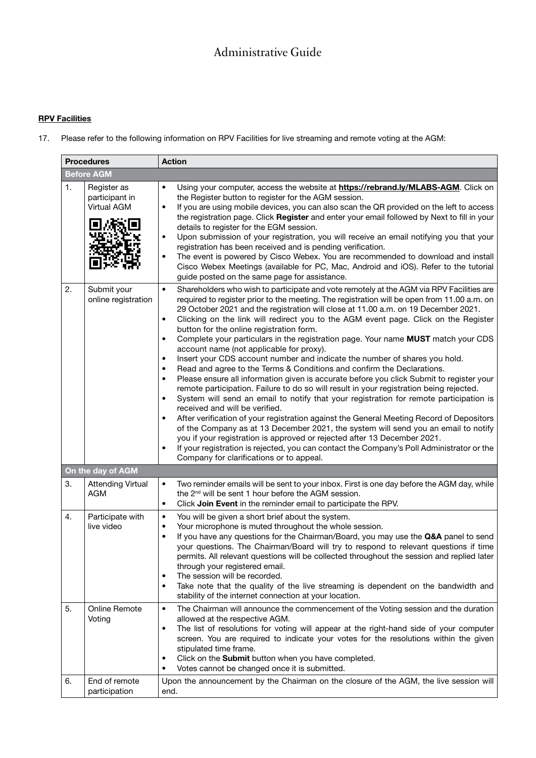# Administrative Guide

**RPV Facilities**

17. Please refer to the following information on RPV Facilities for live streaming and remote voting at the AGM:

| Procedures | | Action |
|---|---|---|
| **Before AGM** | | |
| 1. | Register as participant in Virtual AGM | • Using your computer, access the website at **https://rebrand.ly/MLABS-AGM**. Click on the Register button to register for the AGM session.<br>• If you are using mobile devices, you can also scan the QR provided on the left to access the registration page. Click **Register** and enter your email followed by Next to fill in your details to register for the EGM session.<br>• Upon submission of your registration, you will receive an email notifying you that your registration has been received and is pending verification.<br>• The event is powered by Cisco Webex. You are recommended to download and install Cisco Webex Meetings (available for PC, Mac, Android and iOS). Refer to the tutorial guide posted on the same page for assistance. |
| 2. | Submit your online registration | • Shareholders who wish to participate and vote remotely at the AGM via RPV Facilities are required to register prior to the meeting. The registration will be open from 11.00 a.m. on 29 October 2021 and the registration will close at 11.00 a.m. on 19 December 2021.<br>• Clicking on the link will redirect you to the AGM event page. Click on the Register button for the online registration form.<br>• Complete your particulars in the registration page. Your name **MUST** match your CDS account name (not applicable for proxy).<br>• Insert your CDS account number and indicate the number of shares you hold.<br>• Read and agree to the Terms & Conditions and confirm the Declarations.<br>• Please ensure all information given is accurate before you click Submit to register your remote participation. Failure to do so will result in your registration being rejected.<br>• System will send an email to notify that your registration for remote participation is received and will be verified.<br>• After verification of your registration against the General Meeting Record of Depositors of the Company as at 13 December 2021, the system will send you an email to notify you if your registration is approved or rejected after 13 December 2021.<br>• If your registration is rejected, you can contact the Company's Poll Administrator or the Company for clarifications or to appeal. |
| **On the day of AGM** | | |
| 3. | Attending Virtual AGM | • Two reminder emails will be sent to your inbox. First is one day before the AGM day, while the 2nd will be sent 1 hour before the AGM session.<br>• Click **Join Event** in the reminder email to participate the RPV. |
| 4. | Participate with live video | • You will be given a short brief about the system.<br>• Your microphone is muted throughout the whole session.<br>• If you have any questions for the Chairman/Board, you may use the **Q&A** panel to send your questions. The Chairman/Board will try to respond to relevant questions if time permits. All relevant questions will be collected throughout the session and replied later through your registered email.<br>• The session will be recorded.<br>• Take note that the quality of the live streaming is dependent on the bandwidth and stability of the internet connection at your location. |
| 5. | Online Remote Voting | • The Chairman will announce the commencement of the Voting session and the duration allowed at the respective AGM.<br>• The list of resolutions for voting will appear at the right-hand side of your computer screen. You are required to indicate your votes for the resolutions within the given stipulated time frame.<br>• Click on the **Submit** button when you have completed.<br>• Votes cannot be changed once it is submitted. |
| 6. | End of remote participation | Upon the announcement by the Chairman on the closure of the AGM, the live session will end. |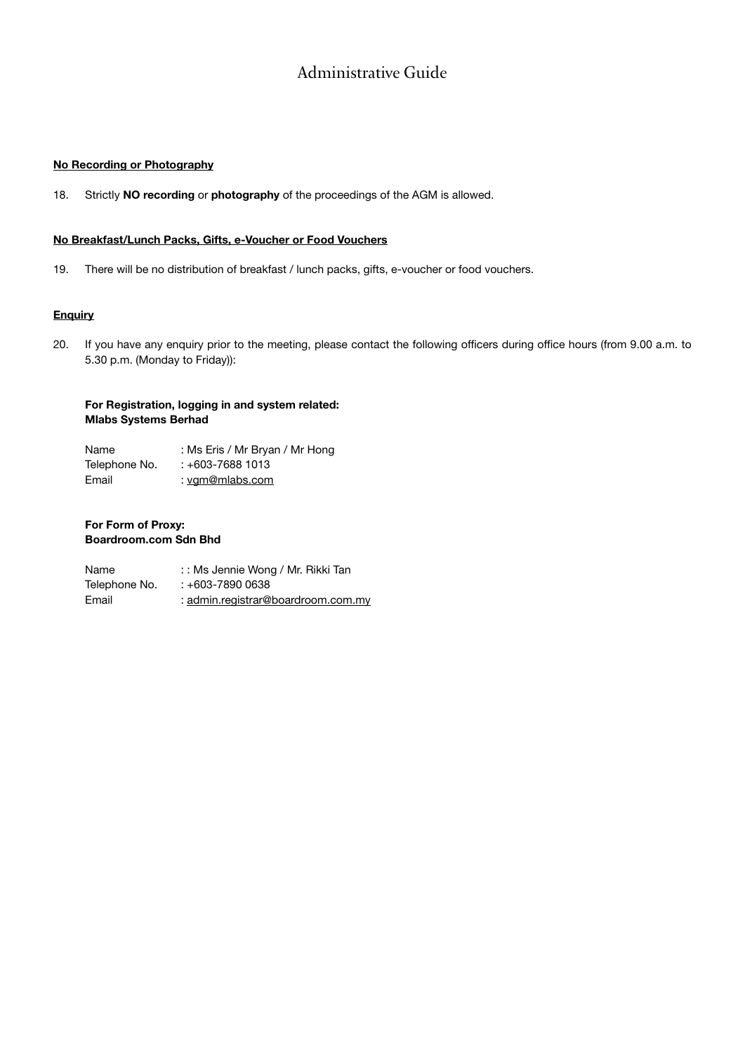# Administrative Guide

**No Recording or Photography**

18. Strictly **NO recording** or **photography** of the proceedings of the AGM is allowed.

**No Breakfast/Lunch Packs, Gifts, e-Voucher or Food Vouchers**

19. There will be no distribution of breakfast / lunch packs, gifts, e-voucher or food vouchers.

**Enquiry**

20. If you have any enquiry prior to the meeting, please contact the following officers during office hours (from 9.00 a.m. to 5.30 p.m. (Monday to Friday)):

**For Registration, logging in and system related:**
**Mlabs Systems Berhad**

| | |
|---|---|
| Name | : Ms Eris / Mr Bryan / Mr Hong |
| Telephone No. | : +603-7688 1013 |
| Email | : vgm@mlabs.com |

**For Form of Proxy:**
**Boardroom.com Sdn Bhd**

| | |
|---|---|
| Name | : : Ms Jennie Wong / Mr. Rikki Tan |
| Telephone No. | : +603-7890 0638 |
| Email | : admin.registrar@boardroom.com.my |